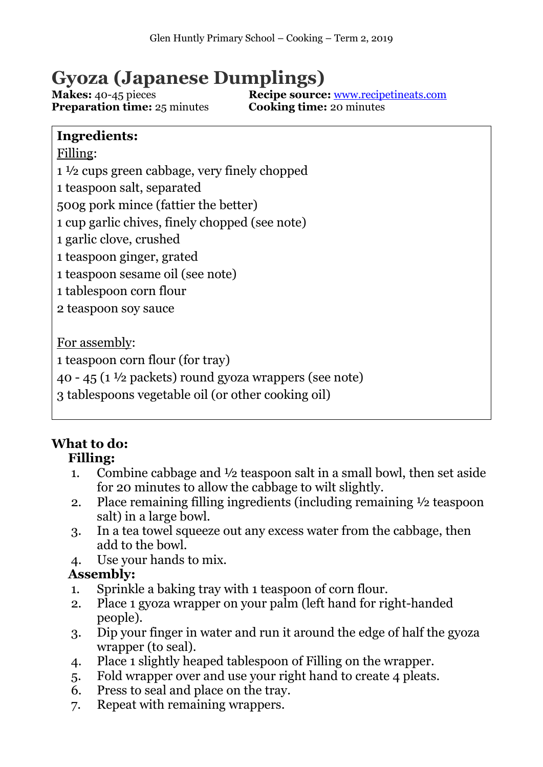# Gyoza (Japanese Dumplings)

**Makes:** 40-45 pieces
**Preparation time:** 25 minutes
**Recipe source:** www.recipetineats.com
**Cooking time:** 20 minutes

**Ingredients:**

Filling:

1 ½ cups green cabbage, very finely chopped
1 teaspoon salt, separated
500g pork mince (fattier the better)
1 cup garlic chives, finely chopped (see note)
1 garlic clove, crushed
1 teaspoon ginger, grated
1 teaspoon sesame oil (see note)
1 tablespoon corn flour
2 teaspoon soy sauce

For assembly:

1 teaspoon corn flour (for tray)
40 - 45 (1 ½ packets) round gyoza wrappers (see note)
3 tablespoons vegetable oil (or other cooking oil)

## What to do:

### Filling:

1. Combine cabbage and ½ teaspoon salt in a small bowl, then set aside for 20 minutes to allow the cabbage to wilt slightly.
2. Place remaining filling ingredients (including remaining ½ teaspoon salt) in a large bowl.
3. In a tea towel squeeze out any excess water from the cabbage, then add to the bowl.
4. Use your hands to mix.

### Assembly:

1. Sprinkle a baking tray with 1 teaspoon of corn flour.
2. Place 1 gyoza wrapper on your palm (left hand for right-handed people).
3. Dip your finger in water and run it around the edge of half the gyoza wrapper (to seal).
4. Place 1 slightly heaped tablespoon of Filling on the wrapper.
5. Fold wrapper over and use your right hand to create 4 pleats.
6. Press to seal and place on the tray.
7. Repeat with remaining wrappers.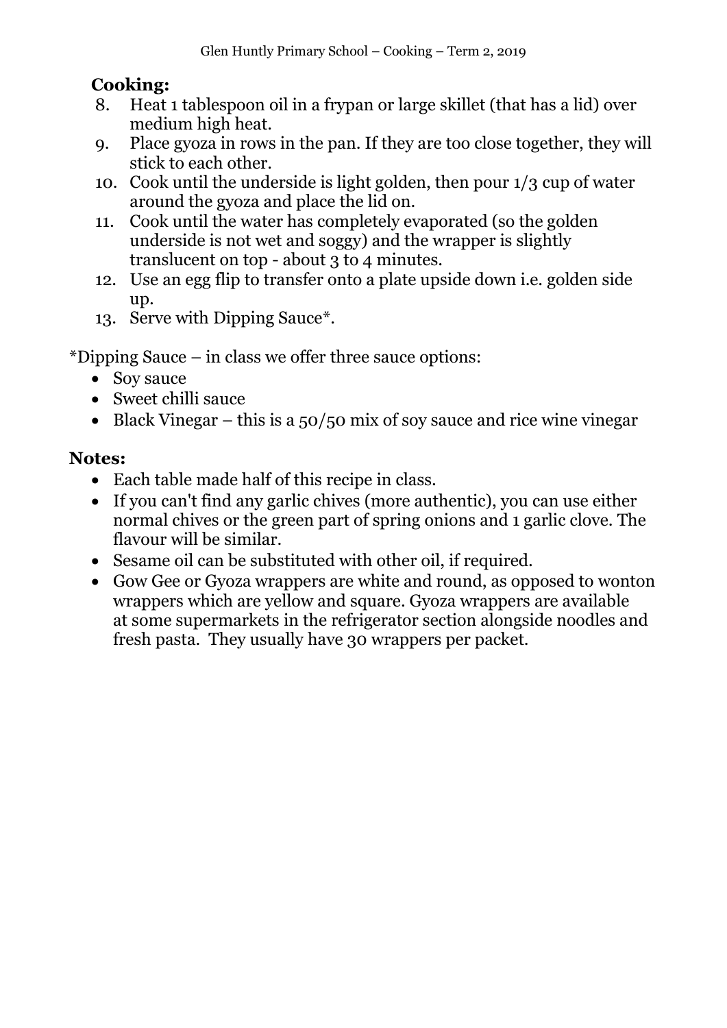**Cooking:**

8. Heat 1 tablespoon oil in a frypan or large skillet (that has a lid) over medium high heat.
9. Place gyoza in rows in the pan. If they are too close together, they will stick to each other.
10. Cook until the underside is light golden, then pour 1/3 cup of water around the gyoza and place the lid on.
11. Cook until the water has completely evaporated (so the golden underside is not wet and soggy) and the wrapper is slightly translucent on top - about 3 to 4 minutes.
12. Use an egg flip to transfer onto a plate upside down i.e. golden side up.
13. Serve with Dipping Sauce*.

*Dipping Sauce – in class we offer three sauce options:

- Soy sauce
- Sweet chilli sauce
- Black Vinegar – this is a 50/50 mix of soy sauce and rice wine vinegar

**Notes:**

- Each table made half of this recipe in class.
- If you can't find any garlic chives (more authentic), you can use either normal chives or the green part of spring onions and 1 garlic clove. The flavour will be similar.
- Sesame oil can be substituted with other oil, if required.
- Gow Gee or Gyoza wrappers are white and round, as opposed to wonton wrappers which are yellow and square. Gyoza wrappers are available at some supermarkets in the refrigerator section alongside noodles and fresh pasta. They usually have 30 wrappers per packet.